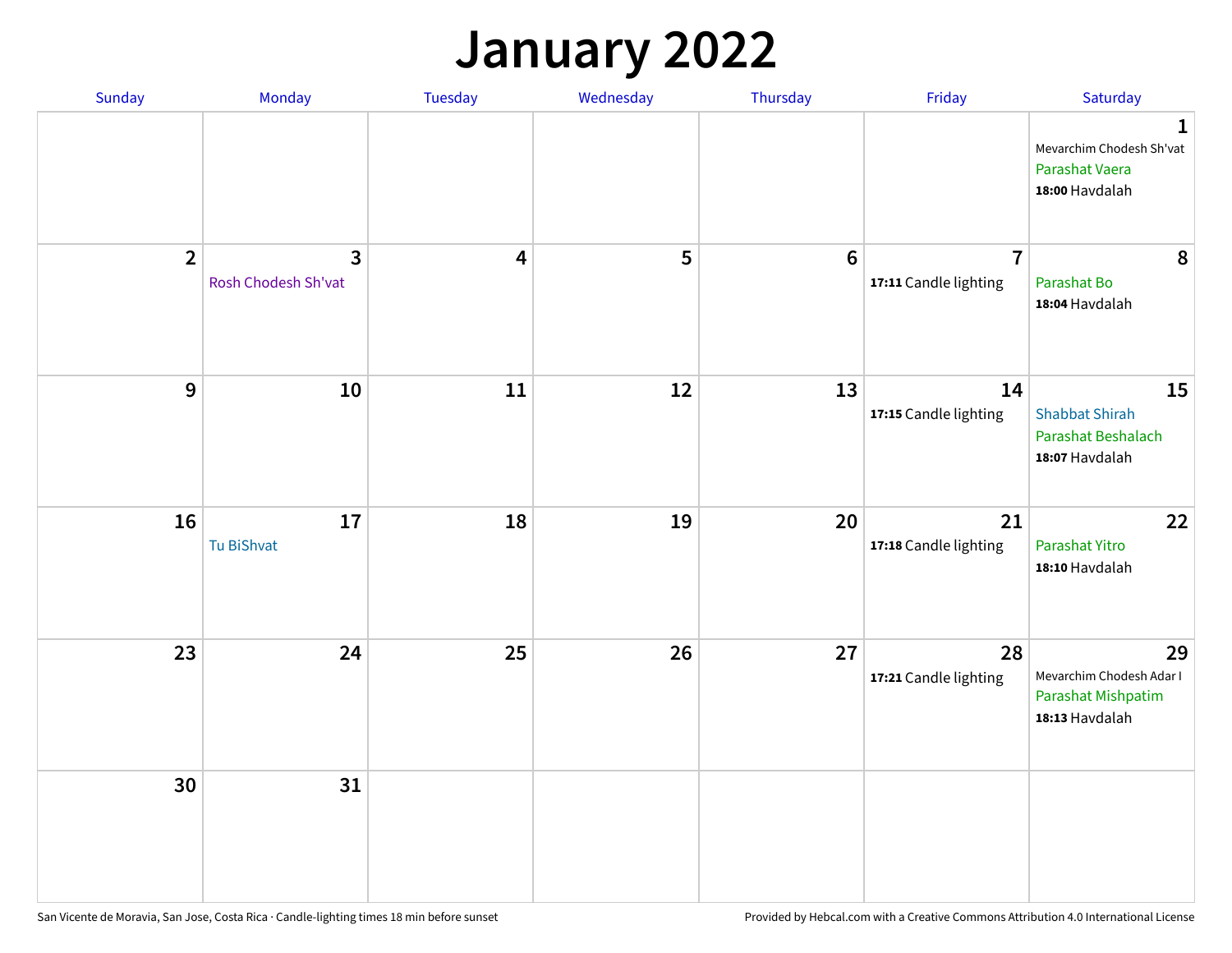# January 2022

| Sunday | Monday | Tuesday | Wednesday | Thursday | Friday | Saturday |
| --- | --- | --- | --- | --- | --- | --- |
| | | | | | | **1** Mevarchim Chodesh Sh'vat Parashat Vaera **18:00** Havdalah |
| **2** | **3** Rosh Chodesh Sh'vat | **4** | **5** | **6** | **7** **17:11** Candle lighting | **8** Parashat Bo **18:04** Havdalah |
| **9** | **10** | **11** | **12** | **13** | **14** **17:15** Candle lighting | **15** Shabbat Shirah Parashat Beshalach **18:07** Havdalah |
| **16** | **17** Tu BiShvat | **18** | **19** | **20** | **21** **17:18** Candle lighting | **22** Parashat Yitro **18:10** Havdalah |
| **23** | **24** | **25** | **26** | **27** | **28** **17:21** Candle lighting | **29** Mevarchim Chodesh Adar I Parashat Mishpatim **18:13** Havdalah |
| **30** | **31** | | | | | |

San Vicente de Moravia, San Jose, Costa Rica · Candle-lighting times 18 min before sunset

Provided by Hebcal.com with a Creative Commons Attribution 4.0 International License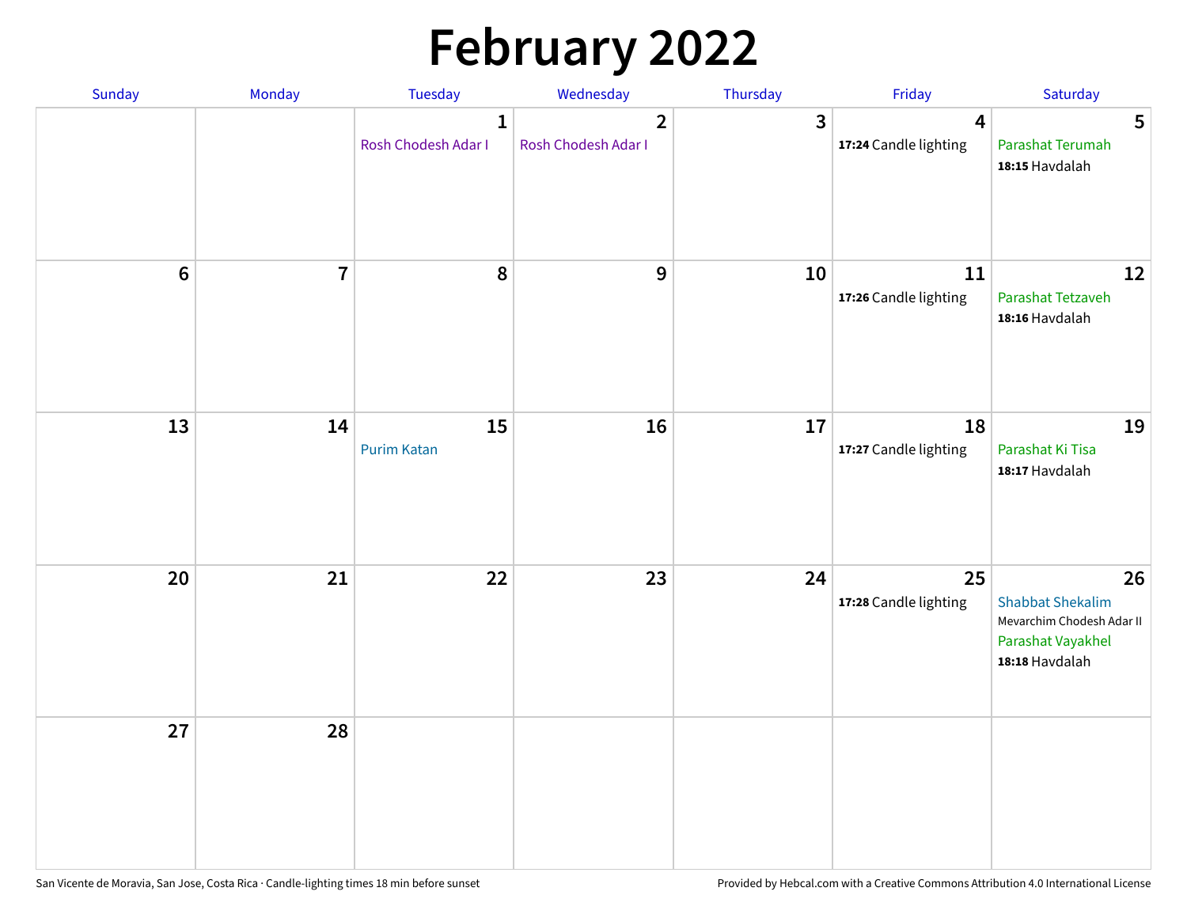# February 2022

| Sunday | Monday | Tuesday | Wednesday | Thursday | Friday | Saturday |
| --- | --- | --- | --- | --- | --- | --- |
| | | 1<br>Rosh Chodesh Adar I | 2<br>Rosh Chodesh Adar I | 3 | 4<br>**17:24** Candle lighting | 5<br>Parashat Terumah<br>**18:15** Havdalah |
| 6 | 7 | 8 | 9 | 10 | 11<br>**17:26** Candle lighting | 12<br>Parashat Tetzaveh<br>**18:16** Havdalah |
| 13 | 14 | 15<br>Purim Katan | 16 | 17 | 18<br>**17:27** Candle lighting | 19<br>Parashat Ki Tisa<br>**18:17** Havdalah |
| 20 | 21 | 22 | 23 | 24 | 25<br>**17:28** Candle lighting | 26<br>Shabbat Shekalim<br>Mevarchim Chodesh Adar II<br>Parashat Vayakhel<br>**18:18** Havdalah |
| 27 | 28 | | | | | |

San Vicente de Moravia, San Jose, Costa Rica · Candle-lighting times 18 min before sunset

Provided by Hebcal.com with a Creative Commons Attribution 4.0 International License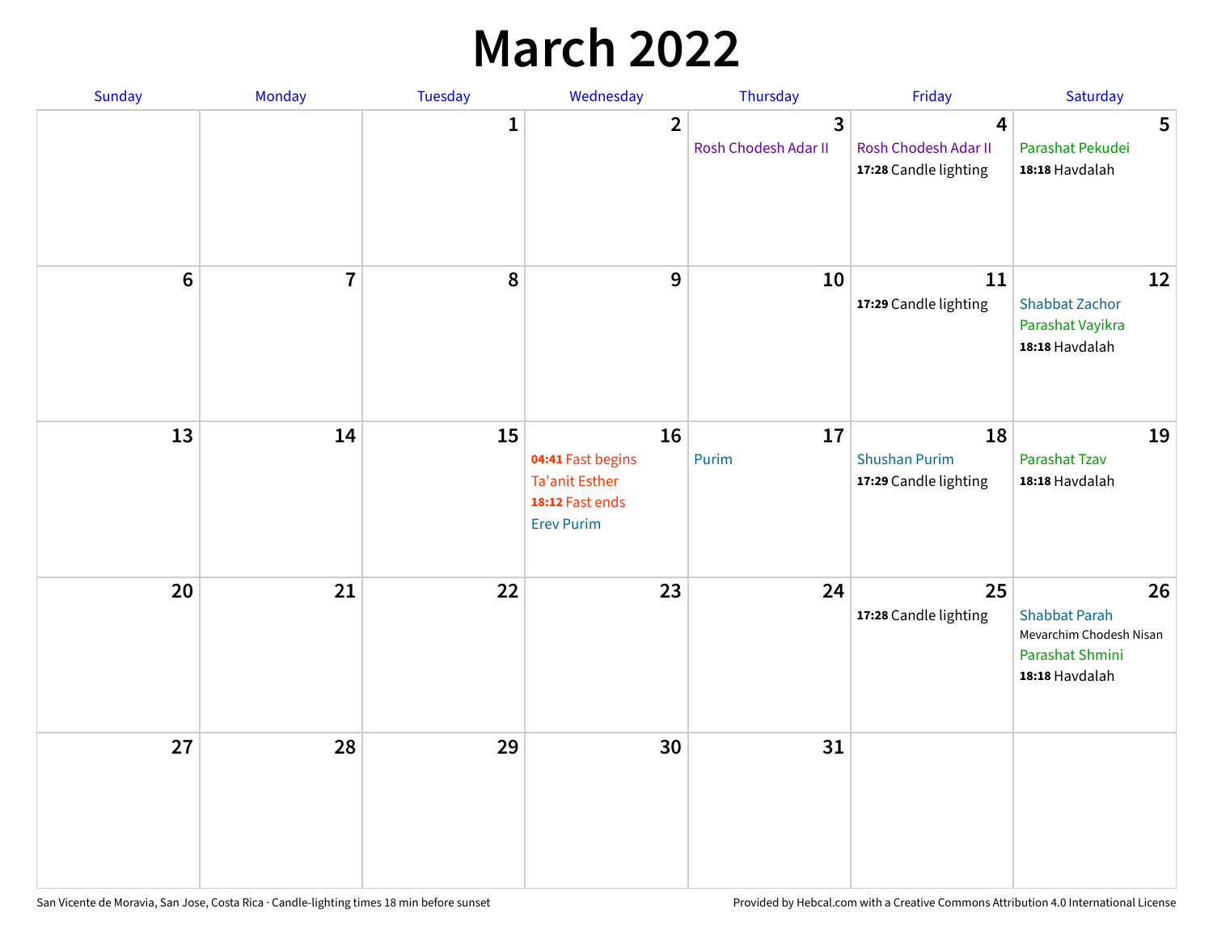# March 2022

| Sunday | Monday | Tuesday | Wednesday | Thursday | Friday | Saturday |
|---|---|---|---|---|---|---|
| | | 1 | 2 | 3<br>Rosh Chodesh Adar II | 4<br>Rosh Chodesh Adar II<br>**17:28** Candle lighting | 5<br>Parashat Pekudei<br>**18:18** Havdalah |
| 6 | 7 | 8 | 9 | 10 | 11<br>**17:29** Candle lighting | 12<br>Shabbat Zachor<br>Parashat Vayikra<br>**18:18** Havdalah |
| 13 | 14 | 15 | 16<br>**04:41** Fast begins<br>Ta'anit Esther<br>**18:12** Fast ends<br>Erev Purim | 17<br>Purim | 18<br>Shushan Purim<br>**17:29** Candle lighting | 19<br>Parashat Tzav<br>**18:18** Havdalah |
| 20 | 21 | 22 | 23 | 24 | 25<br>**17:28** Candle lighting | 26<br>Shabbat Parah<br>Mevarchim Chodesh Nisan<br>Parashat Shmini<br>**18:18** Havdalah |
| 27 | 28 | 29 | 30 | 31 | | |

San Vicente de Moravia, San Jose, Costa Rica · Candle-lighting times 18 min before sunset

Provided by Hebcal.com with a Creative Commons Attribution 4.0 International License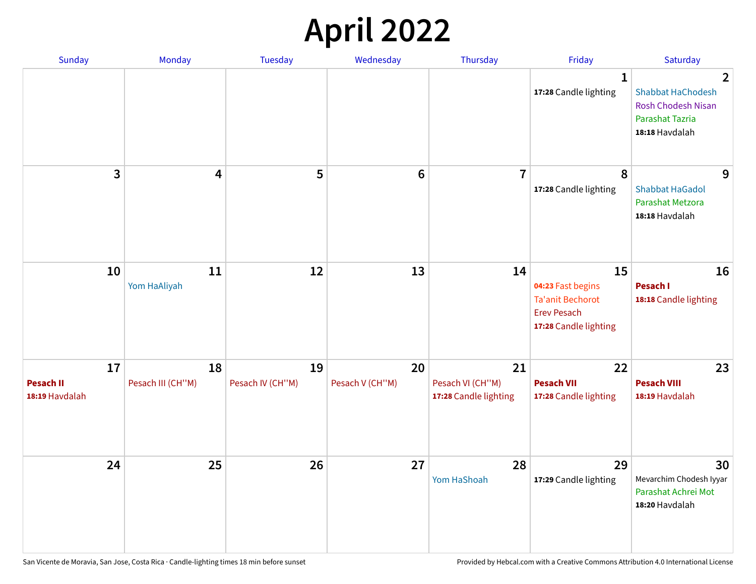# April 2022

| Sunday | Monday | Tuesday | Wednesday | Thursday | Friday | Saturday |
|---|---|---|---|---|---|---|
| | | | | | 1<br>**17:28** Candle lighting | 2<br>Shabbat HaChodesh<br>Rosh Chodesh Nisan<br>Parashat Tazria<br>**18:18** Havdalah |
| 3 | 4 | 5 | 6 | 7 | 8<br>**17:28** Candle lighting | 9<br>Shabbat HaGadol<br>Parashat Metzora<br>**18:18** Havdalah |
| 10 | 11<br>Yom HaAliyah | 12 | 13 | 14 | 15<br>**04:23** Fast begins<br>Ta'anit Bechorot<br>Erev Pesach<br>**17:28** Candle lighting | 16<br>**Pesach I**<br>**18:18** Candle lighting |
| 17<br>**Pesach II**<br>**18:19** Havdalah | 18<br>Pesach III (CH''M) | 19<br>Pesach IV (CH''M) | 20<br>Pesach V (CH''M) | 21<br>Pesach VI (CH''M)<br>**17:28** Candle lighting | 22<br>**Pesach VII**<br>**17:28** Candle lighting | 23<br>**Pesach VIII**<br>**18:19** Havdalah |
| 24 | 25 | 26 | 27 | 28<br>Yom HaShoah | 29<br>**17:29** Candle lighting | 30<br>Mevarchim Chodesh Iyyar<br>Parashat Achrei Mot<br>**18:20** Havdalah |

San Vicente de Moravia, San Jose, Costa Rica · Candle-lighting times 18 min before sunset

Provided by Hebcal.com with a Creative Commons Attribution 4.0 International License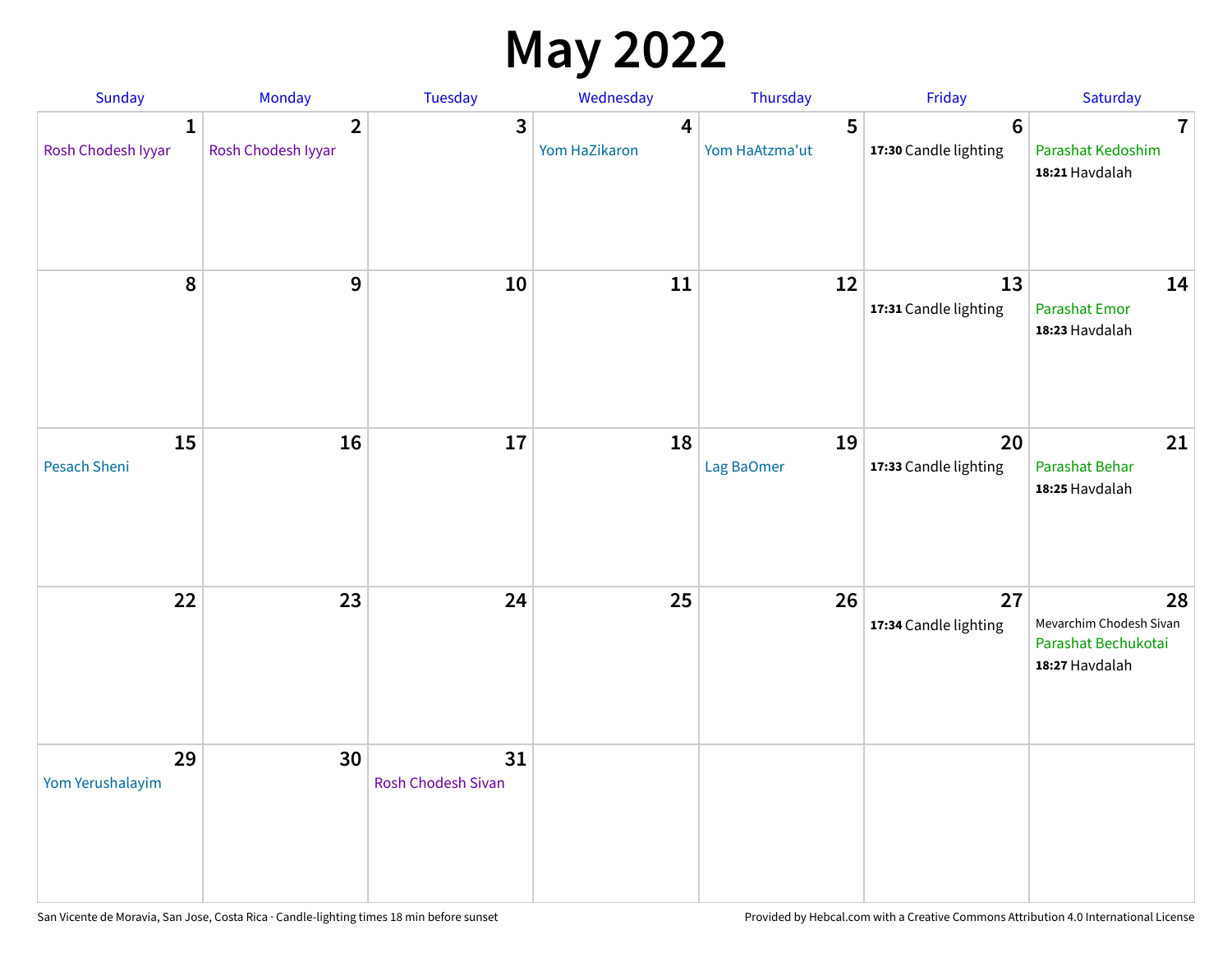# May 2022

| Sunday | Monday | Tuesday | Wednesday | Thursday | Friday | Saturday |
| --- | --- | --- | --- | --- | --- | --- |
| **1** Rosh Chodesh Iyyar | **2** Rosh Chodesh Iyyar | **3** | **4** Yom HaZikaron | **5** Yom HaAtzma'ut | **6** **17:30** Candle lighting | **7** Parashat Kedoshim **18:21** Havdalah |
| **8** | **9** | **10** | **11** | **12** | **13** **17:31** Candle lighting | **14** Parashat Emor **18:23** Havdalah |
| **15** Pesach Sheni | **16** | **17** | **18** | **19** Lag BaOmer | **20** **17:33** Candle lighting | **21** Parashat Behar **18:25** Havdalah |
| **22** | **23** | **24** | **25** | **26** | **27** **17:34** Candle lighting | **28** Mevarchim Chodesh Sivan Parashat Bechukotai **18:27** Havdalah |
| **29** Yom Yerushalayim | **30** | **31** Rosh Chodesh Sivan | | | | |

San Vicente de Moravia, San Jose, Costa Rica · Candle-lighting times 18 min before sunset

Provided by Hebcal.com with a Creative Commons Attribution 4.0 International License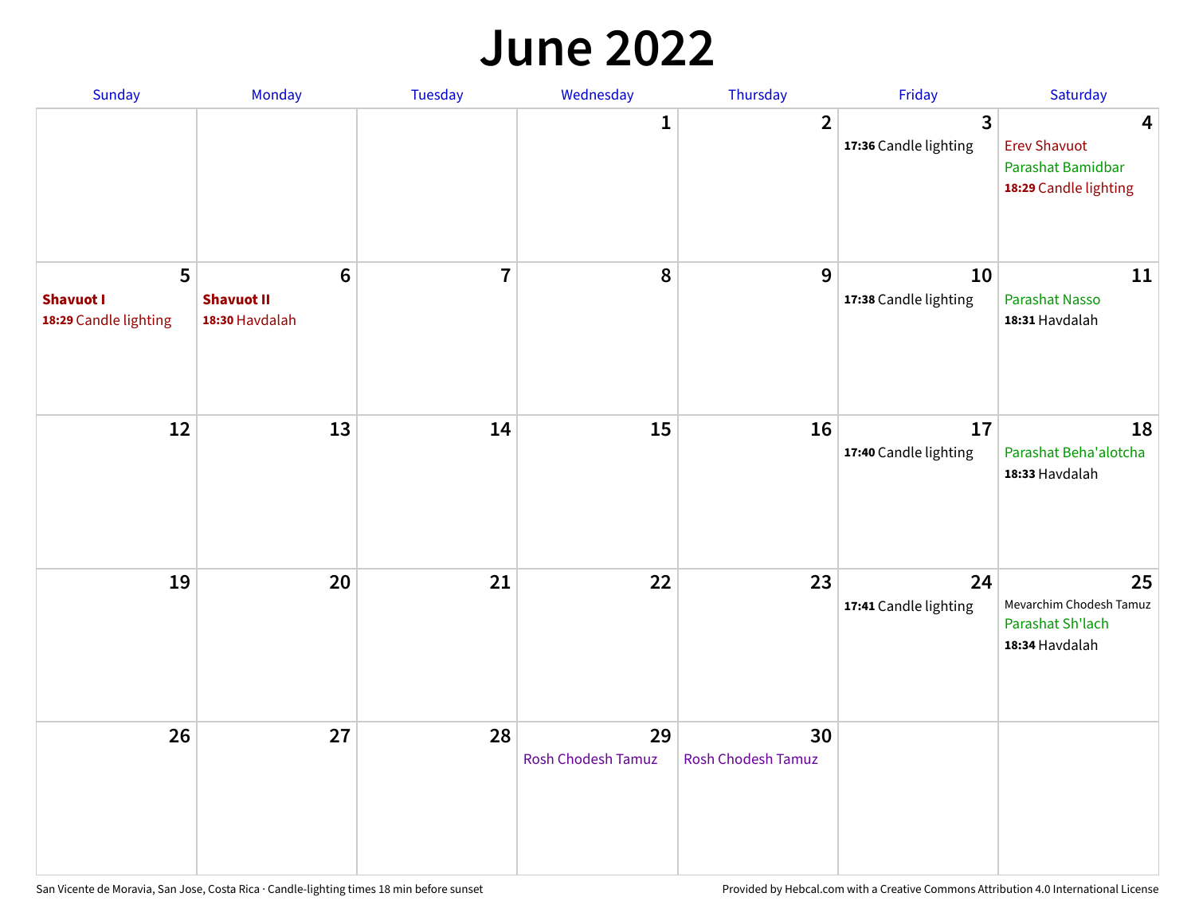# June 2022

| Sunday | Monday | Tuesday | Wednesday | Thursday | Friday | Saturday |
|---|---|---|---|---|---|---|
| | | | 1 | 2 | 3<br>**17:36** Candle lighting | 4<br>Erev Shavuot<br>Parashat Bamidbar<br>**18:29** Candle lighting |
| 5<br>**Shavuot I**<br>**18:29** Candle lighting | 6<br>**Shavuot II**<br>**18:30** Havdalah | 7 | 8 | 9 | 10<br>**17:38** Candle lighting | 11<br>Parashat Nasso<br>**18:31** Havdalah |
| 12 | 13 | 14 | 15 | 16 | 17<br>**17:40** Candle lighting | 18<br>Parashat Beha'alotcha<br>**18:33** Havdalah |
| 19 | 20 | 21 | 22 | 23 | 24<br>**17:41** Candle lighting | 25<br>Mevarchim Chodesh Tamuz<br>Parashat Sh'lach<br>**18:34** Havdalah |
| 26 | 27 | 28 | 29<br>Rosh Chodesh Tamuz | 30<br>Rosh Chodesh Tamuz | | |

San Vicente de Moravia, San Jose, Costa Rica · Candle-lighting times 18 min before sunset

Provided by Hebcal.com with a Creative Commons Attribution 4.0 International License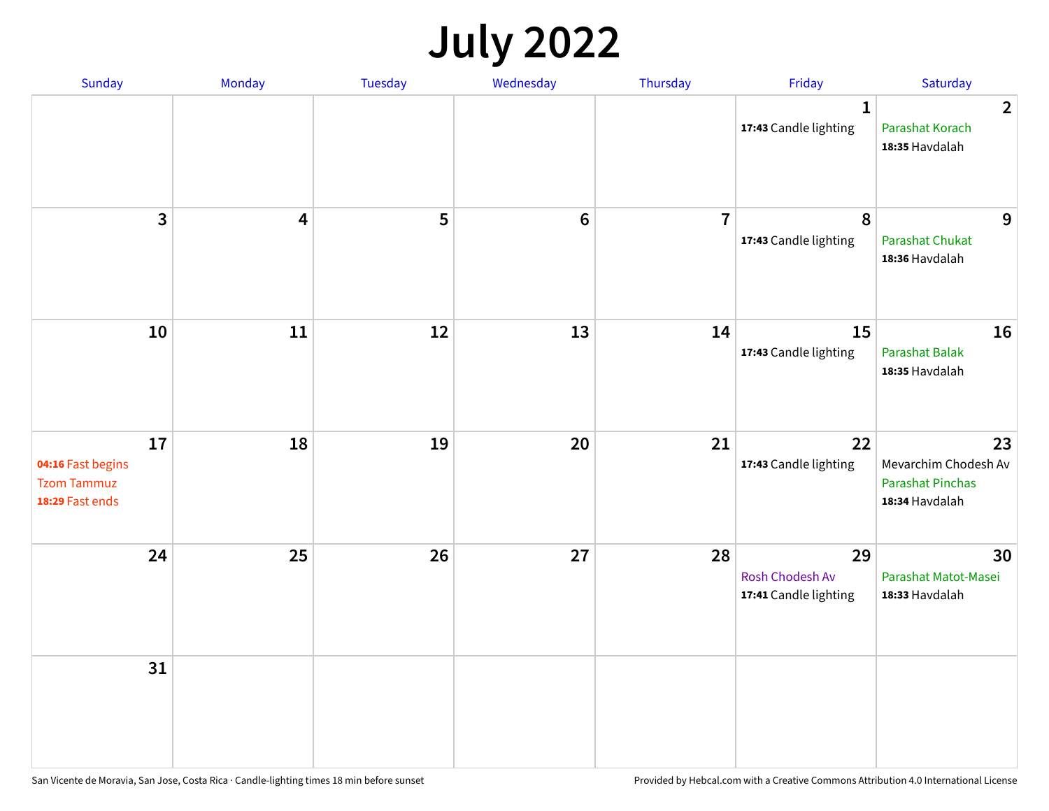# July 2022

| Sunday | Monday | Tuesday | Wednesday | Thursday | Friday | Saturday |
|---|---|---|---|---|---|---|
| | | | | | 1<br>**17:43** Candle lighting | 2<br>Parashat Korach<br>**18:35** Havdalah |
| 3 | 4 | 5 | 6 | 7 | 8<br>**17:43** Candle lighting | 9<br>Parashat Chukat<br>**18:36** Havdalah |
| 10 | 11 | 12 | 13 | 14 | 15<br>**17:43** Candle lighting | 16<br>Parashat Balak<br>**18:35** Havdalah |
| 17<br>**04:16** Fast begins<br>Tzom Tammuz<br>**18:29** Fast ends | 18 | 19 | 20 | 21 | 22<br>**17:43** Candle lighting | 23<br>Mevarchim Chodesh Av<br>Parashat Pinchas<br>**18:34** Havdalah |
| 24 | 25 | 26 | 27 | 28 | 29<br>Rosh Chodesh Av<br>**17:41** Candle lighting | 30<br>Parashat Matot-Masei<br>**18:33** Havdalah |
| 31 | | | | | | |

San Vicente de Moravia, San Jose, Costa Rica · Candle-lighting times 18 min before sunset

Provided by Hebcal.com with a Creative Commons Attribution 4.0 International License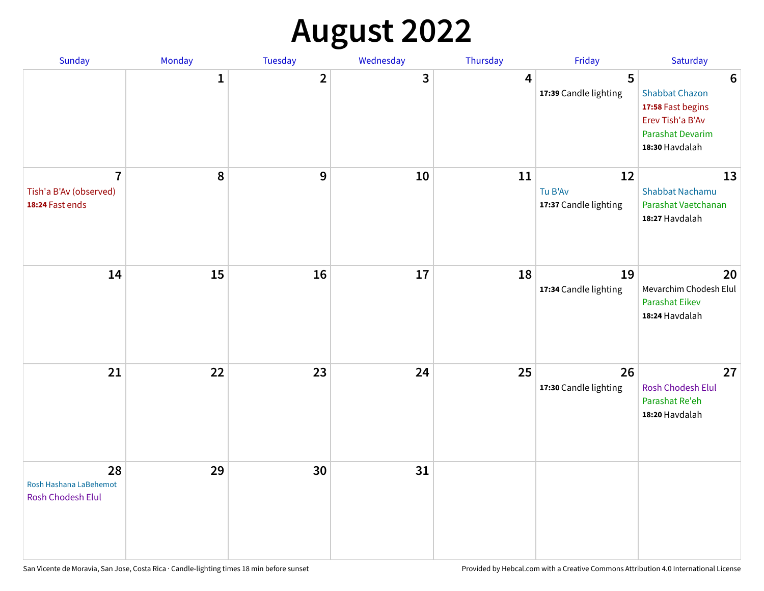# August 2022

| Sunday | Monday | Tuesday | Wednesday | Thursday | Friday | Saturday |
|---|---|---|---|---|---|---|
| | 1 | 2 | 3 | 4 | 5<br>**17:39** Candle lighting | 6<br>Shabbat Chazon<br>**17:58** Fast begins<br>Erev Tish'a B'Av<br>Parashat Devarim<br>**18:30** Havdalah |
| 7<br>Tish'a B'Av (observed)<br>**18:24** Fast ends | 8 | 9 | 10 | 11 | 12<br>Tu B'Av<br>**17:37** Candle lighting | 13<br>Shabbat Nachamu<br>Parashat Vaetchanan<br>**18:27** Havdalah |
| 14 | 15 | 16 | 17 | 18 | 19<br>**17:34** Candle lighting | 20<br>Mevarchim Chodesh Elul<br>Parashat Eikev<br>**18:24** Havdalah |
| 21 | 22 | 23 | 24 | 25 | 26<br>**17:30** Candle lighting | 27<br>Rosh Chodesh Elul<br>Parashat Re'eh<br>**18:20** Havdalah |
| 28<br>Rosh Hashana LaBehemot<br>Rosh Chodesh Elul | 29 | 30 | 31 | | | |

San Vicente de Moravia, San Jose, Costa Rica · Candle-lighting times 18 min before sunset

Provided by Hebcal.com with a Creative Commons Attribution 4.0 International License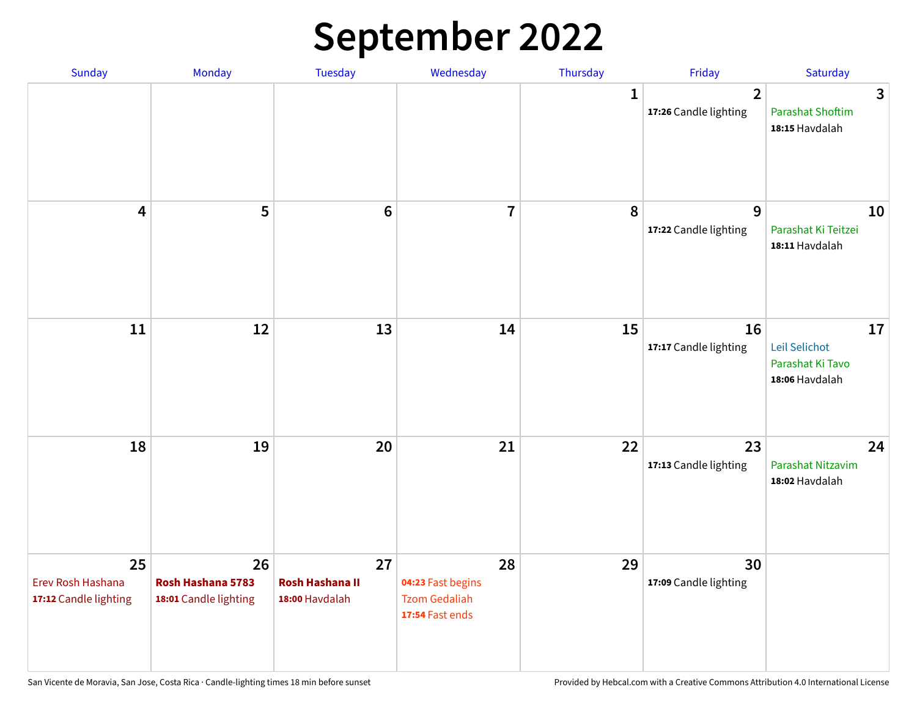# September 2022

| Sunday | Monday | Tuesday | Wednesday | Thursday | Friday | Saturday |
|---|---|---|---|---|---|---|
| | | | | 1 | 2<br>**17:26** Candle lighting | 3<br>Parashat Shoftim<br>**18:15** Havdalah |
| 4 | 5 | 6 | 7 | 8 | 9<br>**17:22** Candle lighting | 10<br>Parashat Ki Teitzei<br>**18:11** Havdalah |
| 11 | 12 | 13 | 14 | 15 | 16<br>**17:17** Candle lighting | 17<br>Leil Selichot<br>Parashat Ki Tavo<br>**18:06** Havdalah |
| 18 | 19 | 20 | 21 | 22 | 23<br>**17:13** Candle lighting | 24<br>Parashat Nitzavim<br>**18:02** Havdalah |
| 25<br>Erev Rosh Hashana<br>**17:12** Candle lighting | 26<br>**Rosh Hashana 5783**<br>**18:01** Candle lighting | 27<br>**Rosh Hashana II**<br>**18:00** Havdalah | 28<br>**04:23** Fast begins<br>Tzom Gedaliah<br>**17:54** Fast ends | 29 | 30<br>**17:09** Candle lighting | |

San Vicente de Moravia, San Jose, Costa Rica · Candle-lighting times 18 min before sunset

Provided by Hebcal.com with a Creative Commons Attribution 4.0 International License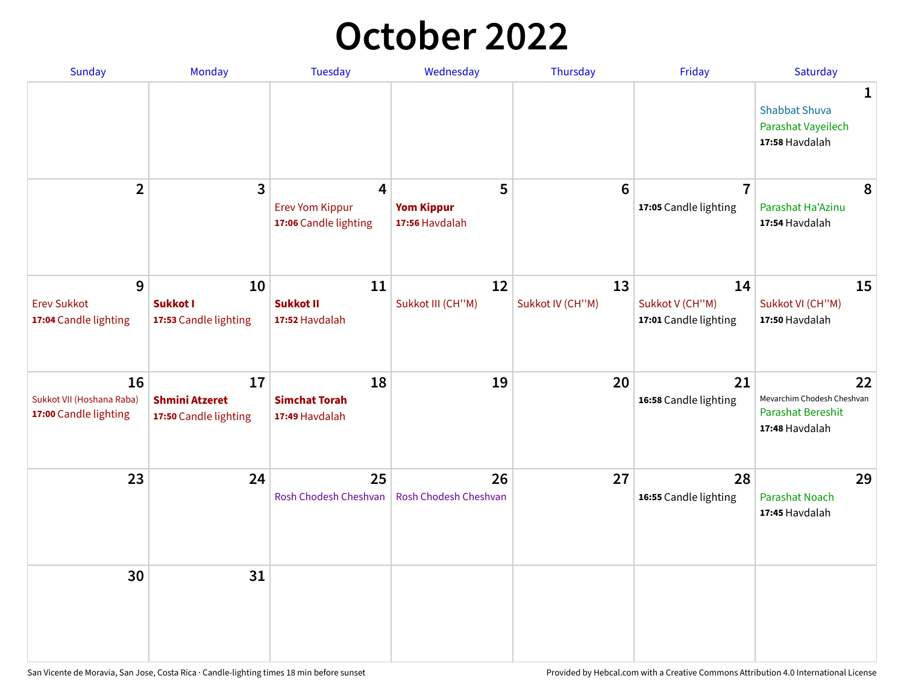# October 2022

| Sunday | Monday | Tuesday | Wednesday | Thursday | Friday | Saturday |
|---|---|---|---|---|---|---|
| | | | | | | 1<br>Shabbat Shuva<br>Parashat Vayeilech<br>**17:58** Havdalah |
| 2 | 3 | 4<br>Erev Yom Kippur<br>**17:06** Candle lighting | 5<br>**Yom Kippur**<br>**17:56** Havdalah | 6 | 7<br>**17:05** Candle lighting | 8<br>Parashat Ha'Azinu<br>**17:54** Havdalah |
| 9<br>Erev Sukkot<br>**17:04** Candle lighting | 10<br>**Sukkot I**<br>**17:53** Candle lighting | 11<br>**Sukkot II**<br>**17:52** Havdalah | 12<br>Sukkot III (CH''M) | 13<br>Sukkot IV (CH''M) | 14<br>Sukkot V (CH''M)<br>**17:01** Candle lighting | 15<br>Sukkot VI (CH''M)<br>**17:50** Havdalah |
| 16<br>Sukkot VII (Hoshana Raba)<br>**17:00** Candle lighting | 17<br>**Shmini Atzeret**<br>**17:50** Candle lighting | 18<br>**Simchat Torah**<br>**17:49** Havdalah | 19 | 20 | 21<br>**16:58** Candle lighting | 22<br>Mevarchim Chodesh Cheshvan<br>Parashat Bereshit<br>**17:48** Havdalah |
| 23 | 24 | 25<br>Rosh Chodesh Cheshvan | 26<br>Rosh Chodesh Cheshvan | 27 | 28<br>**16:55** Candle lighting | 29<br>Parashat Noach<br>**17:45** Havdalah |
| 30 | 31 | | | | | |

San Vicente de Moravia, San Jose, Costa Rica · Candle-lighting times 18 min before sunset

Provided by Hebcal.com with a Creative Commons Attribution 4.0 International License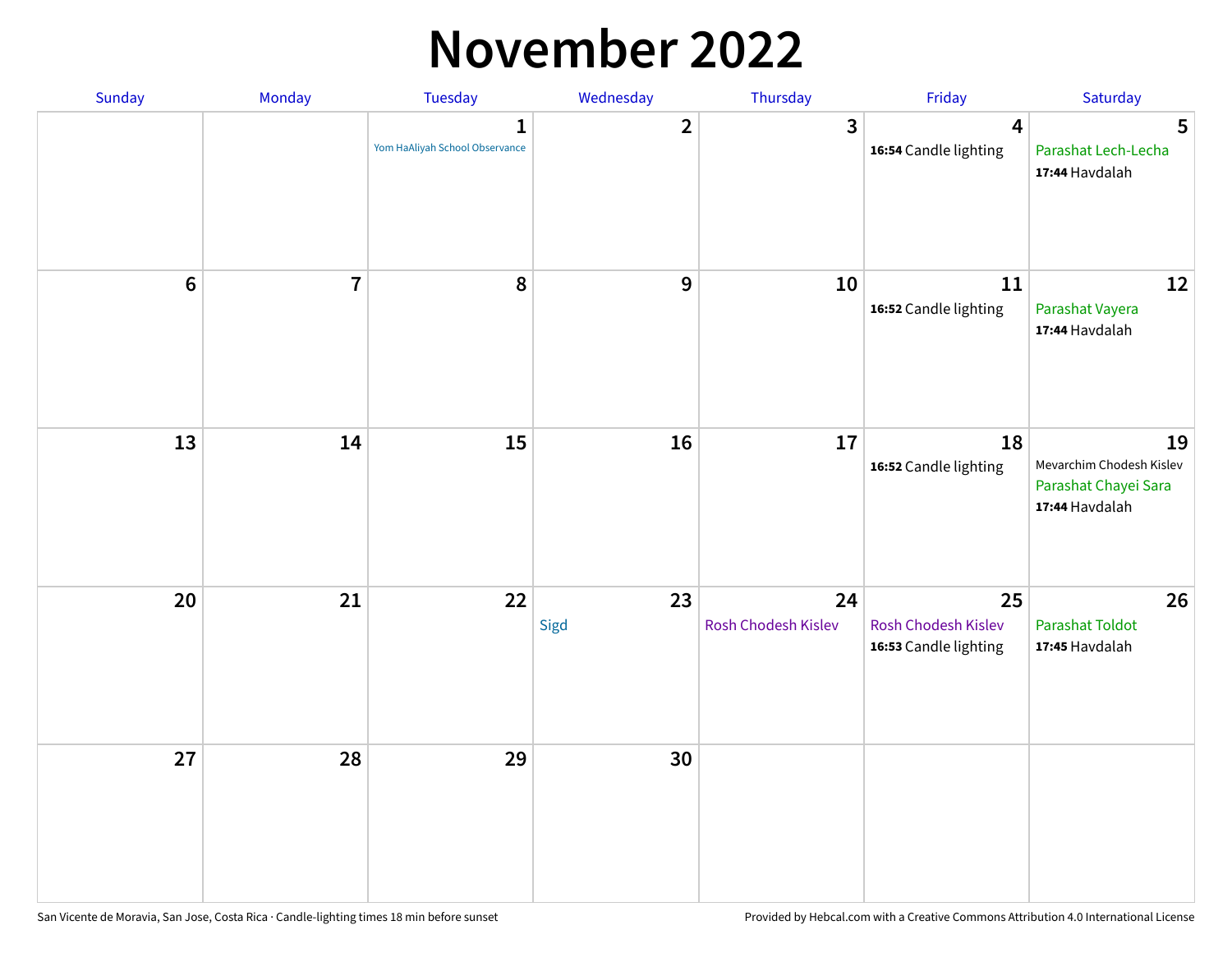# November 2022

| Sunday | Monday | Tuesday | Wednesday | Thursday | Friday | Saturday |
| --- | --- | --- | --- | --- | --- | --- |
| | | 1<br>Yom HaAliyah School Observance | 2 | 3 | 4<br>**16:54** Candle lighting | 5<br>Parashat Lech-Lecha<br>**17:44** Havdalah |
| 6 | 7 | 8 | 9 | 10 | 11<br>**16:52** Candle lighting | 12<br>Parashat Vayera<br>**17:44** Havdalah |
| 13 | 14 | 15 | 16 | 17 | 18<br>**16:52** Candle lighting | 19<br>Mevarchim Chodesh Kislev<br>Parashat Chayei Sara<br>**17:44** Havdalah |
| 20 | 21 | 22 | 23<br>Sigd | 24<br>Rosh Chodesh Kislev | 25<br>Rosh Chodesh Kislev<br>**16:53** Candle lighting | 26<br>Parashat Toldot<br>**17:45** Havdalah |
| 27 | 28 | 29 | 30 | | | |

San Vicente de Moravia, San Jose, Costa Rica · Candle-lighting times 18 min before sunset

Provided by Hebcal.com with a Creative Commons Attribution 4.0 International License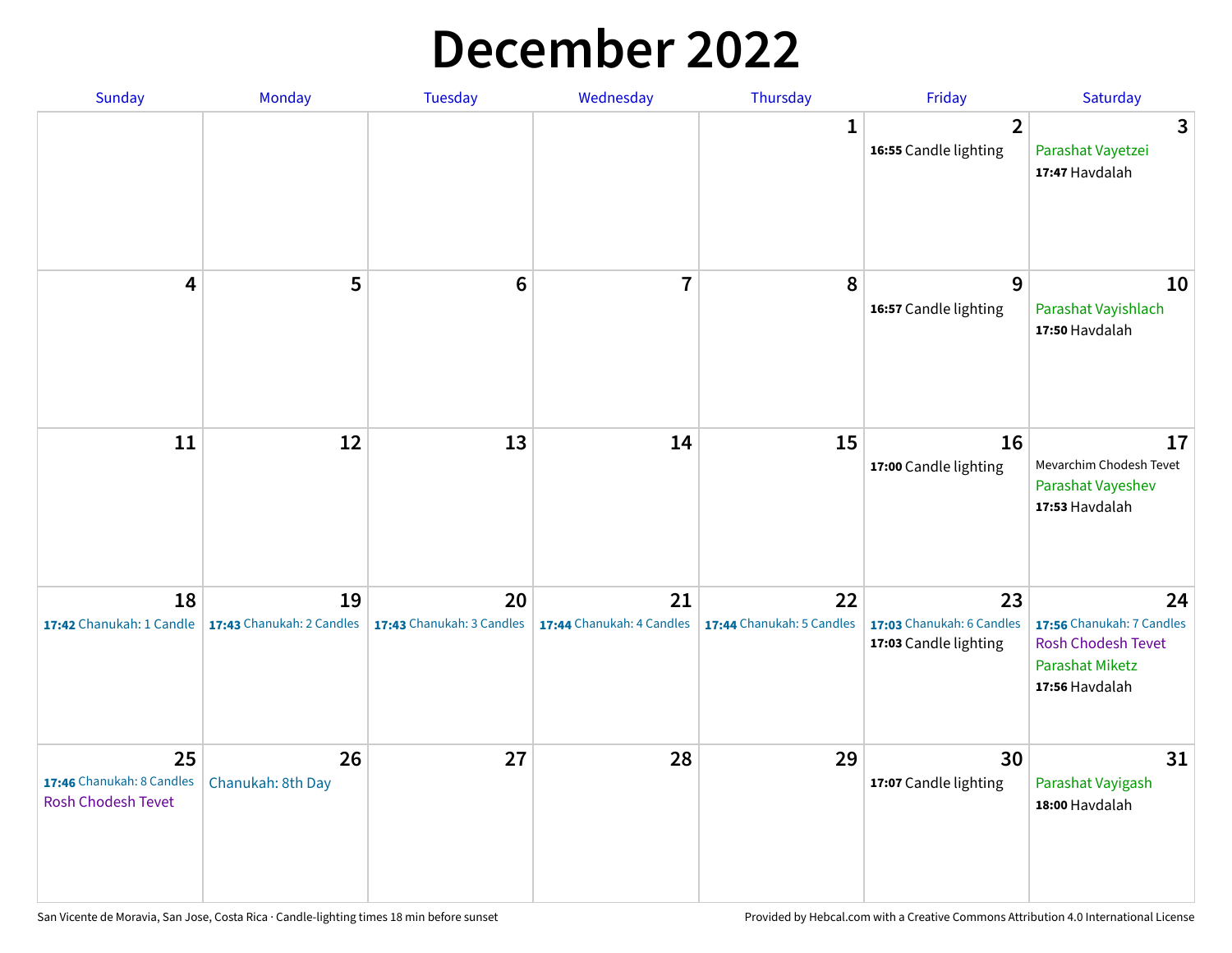# December 2022

| Sunday | Monday | Tuesday | Wednesday | Thursday | Friday | Saturday |
|---|---|---|---|---|---|---|
| | | | | 1 | 2<br>**16:55** Candle lighting | 3<br>Parashat Vayetzei<br>**17:47** Havdalah |
| 4 | 5 | 6 | 7 | 8 | 9<br>**16:57** Candle lighting | 10<br>Parashat Vayishlach<br>**17:50** Havdalah |
| 11 | 12 | 13 | 14 | 15 | 16<br>**17:00** Candle lighting | 17<br>Mevarchim Chodesh Tevet<br>Parashat Vayeshev<br>**17:53** Havdalah |
| 18<br>**17:42** Chanukah: 1 Candle | 19<br>**17:43** Chanukah: 2 Candles | 20<br>**17:43** Chanukah: 3 Candles | 21<br>**17:44** Chanukah: 4 Candles | 22<br>**17:44** Chanukah: 5 Candles | 23<br>**17:03** Chanukah: 6 Candles<br>**17:03** Candle lighting | 24<br>**17:56** Chanukah: 7 Candles<br>Rosh Chodesh Tevet<br>Parashat Miketz<br>**17:56** Havdalah |
| 25<br>**17:46** Chanukah: 8 Candles<br>Rosh Chodesh Tevet | 26<br>Chanukah: 8th Day | 27 | 28 | 29 | 30<br>**17:07** Candle lighting | 31<br>Parashat Vayigash<br>**18:00** Havdalah |

San Vicente de Moravia, San Jose, Costa Rica · Candle-lighting times 18 min before sunset

Provided by Hebcal.com with a Creative Commons Attribution 4.0 International License